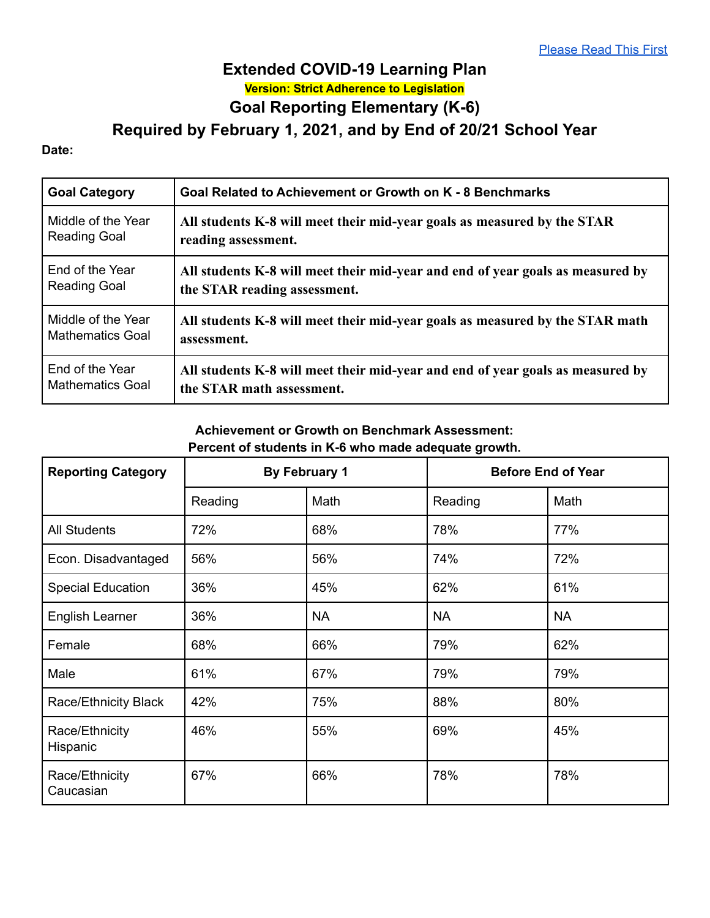[Please Read This First](#)

# Extended COVID-19 Learning Plan

**Version: Strict Adherence to Legislation**

## Goal Reporting Elementary (K-6)

## Required by February 1, 2021, and by End of 20/21 School Year

**Date:**

| Goal Category | Goal Related to Achievement or Growth on K - 8 Benchmarks |
|---|---|
| Middle of the Year Reading Goal | **All students K-8 will meet their mid-year goals as measured by the STAR reading assessment.** |
| End of the Year Reading Goal | **All students K-8 will meet their mid-year and end of year goals as measured by the STAR reading assessment.** |
| Middle of the Year Mathematics Goal | **All students K-8 will meet their mid-year goals as measured by the STAR math assessment.** |
| End of the Year Mathematics Goal | **All students K-8 will meet their mid-year and end of year goals as measured by the STAR math assessment.** |

**Achievement or Growth on Benchmark Assessment:**
**Percent of students in K-6 who made adequate growth.**

| Reporting Category | By February 1 | | Before End of Year | |
|---|---|---|---|---|
| | Reading | Math | Reading | Math |
| All Students | 72% | 68% | 78% | 77% |
| Econ. Disadvantaged | 56% | 56% | 74% | 72% |
| Special Education | 36% | 45% | 62% | 61% |
| English Learner | 36% | NA | NA | NA |
| Female | 68% | 66% | 79% | 62% |
| Male | 61% | 67% | 79% | 79% |
| Race/Ethnicity Black | 42% | 75% | 88% | 80% |
| Race/Ethnicity Hispanic | 46% | 55% | 69% | 45% |
| Race/Ethnicity Caucasian | 67% | 66% | 78% | 78% |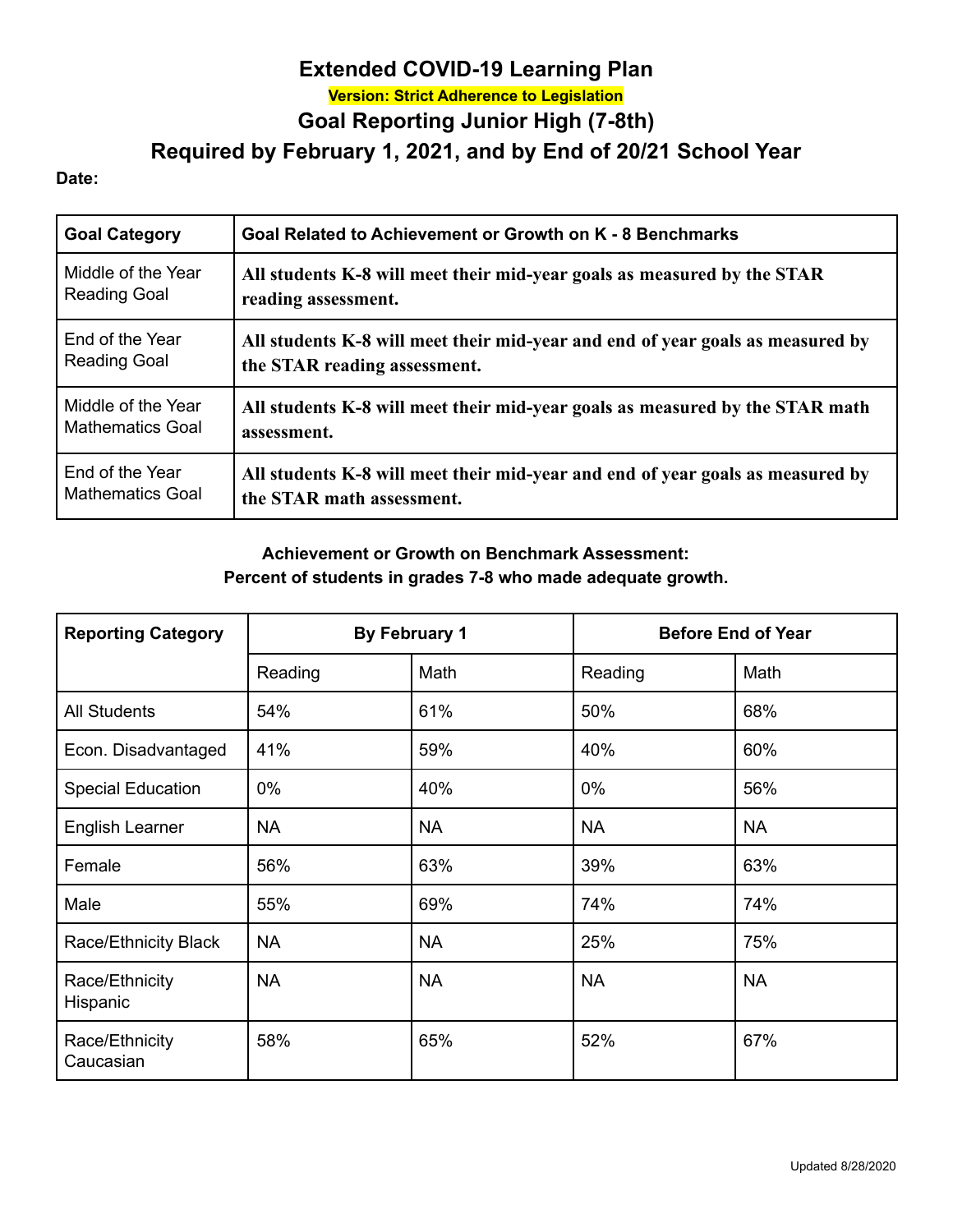# Extended COVID-19 Learning Plan

**Version: Strict Adherence to Legislation**

## Goal Reporting Junior High (7-8th)

## Required by February 1, 2021, and by End of 20/21 School Year

**Date:**

| Goal Category | Goal Related to Achievement or Growth on K - 8 Benchmarks |
|---|---|
| Middle of the Year Reading Goal | **All students K-8 will meet their mid-year goals as measured by the STAR reading assessment.** |
| End of the Year Reading Goal | **All students K-8 will meet their mid-year and end of year goals as measured by the STAR reading assessment.** |
| Middle of the Year Mathematics Goal | **All students K-8 will meet their mid-year goals as measured by the STAR math assessment.** |
| End of the Year Mathematics Goal | **All students K-8 will meet their mid-year and end of year goals as measured by the STAR math assessment.** |

**Achievement or Growth on Benchmark Assessment:**
**Percent of students in grades 7-8 who made adequate growth.**

| Reporting Category | By February 1 | | Before End of Year | |
|---|---|---|---|---|
| | Reading | Math | Reading | Math |
| All Students | 54% | 61% | 50% | 68% |
| Econ. Disadvantaged | 41% | 59% | 40% | 60% |
| Special Education | 0% | 40% | 0% | 56% |
| English Learner | NA | NA | NA | NA |
| Female | 56% | 63% | 39% | 63% |
| Male | 55% | 69% | 74% | 74% |
| Race/Ethnicity Black | NA | NA | 25% | 75% |
| Race/Ethnicity Hispanic | NA | NA | NA | NA |
| Race/Ethnicity Caucasian | 58% | 65% | 52% | 67% |

Updated 8/28/2020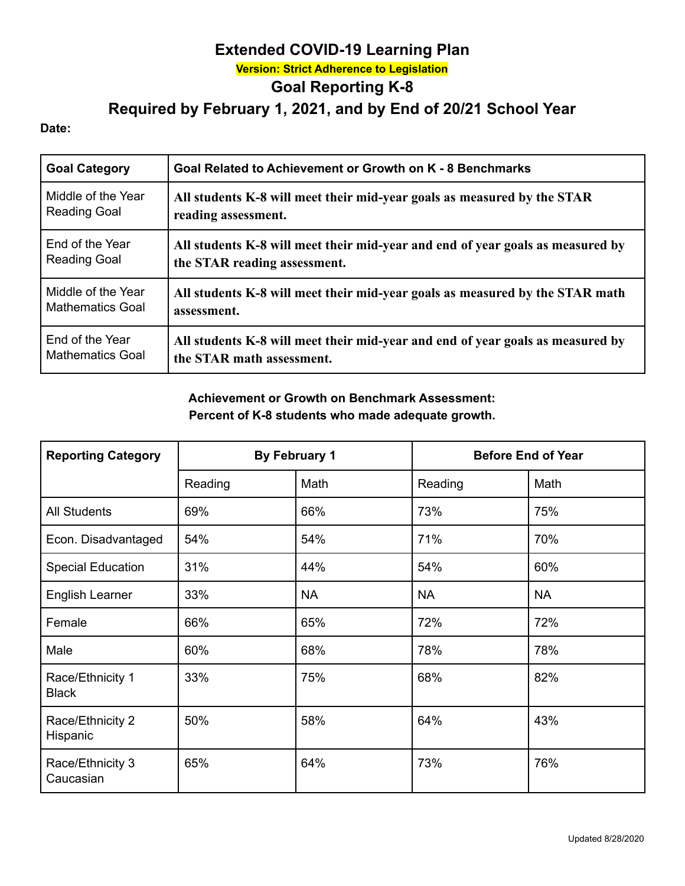# Extended COVID-19 Learning Plan

**Version: Strict Adherence to Legislation**

## Goal Reporting K-8

## Required by February 1, 2021, and by End of 20/21 School Year

**Date:**

| Goal Category | Goal Related to Achievement or Growth on K - 8 Benchmarks |
|---|---|
| Middle of the Year Reading Goal | **All students K-8 will meet their mid-year goals as measured by the STAR reading assessment.** |
| End of the Year Reading Goal | **All students K-8 will meet their mid-year and end of year goals as measured by the STAR reading assessment.** |
| Middle of the Year Mathematics Goal | **All students K-8 will meet their mid-year goals as measured by the STAR math assessment.** |
| End of the Year Mathematics Goal | **All students K-8 will meet their mid-year and end of year goals as measured by the STAR math assessment.** |

**Achievement or Growth on Benchmark Assessment:**
**Percent of K-8 students who made adequate growth.**

| Reporting Category | By February 1 | | Before End of Year | |
|---|---|---|---|---|
| | Reading | Math | Reading | Math |
| All Students | 69% | 66% | 73% | 75% |
| Econ. Disadvantaged | 54% | 54% | 71% | 70% |
| Special Education | 31% | 44% | 54% | 60% |
| English Learner | 33% | NA | NA | NA |
| Female | 66% | 65% | 72% | 72% |
| Male | 60% | 68% | 78% | 78% |
| Race/Ethnicity 1 Black | 33% | 75% | 68% | 82% |
| Race/Ethnicity 2 Hispanic | 50% | 58% | 64% | 43% |
| Race/Ethnicity 3 Caucasian | 65% | 64% | 73% | 76% |

Updated 8/28/2020